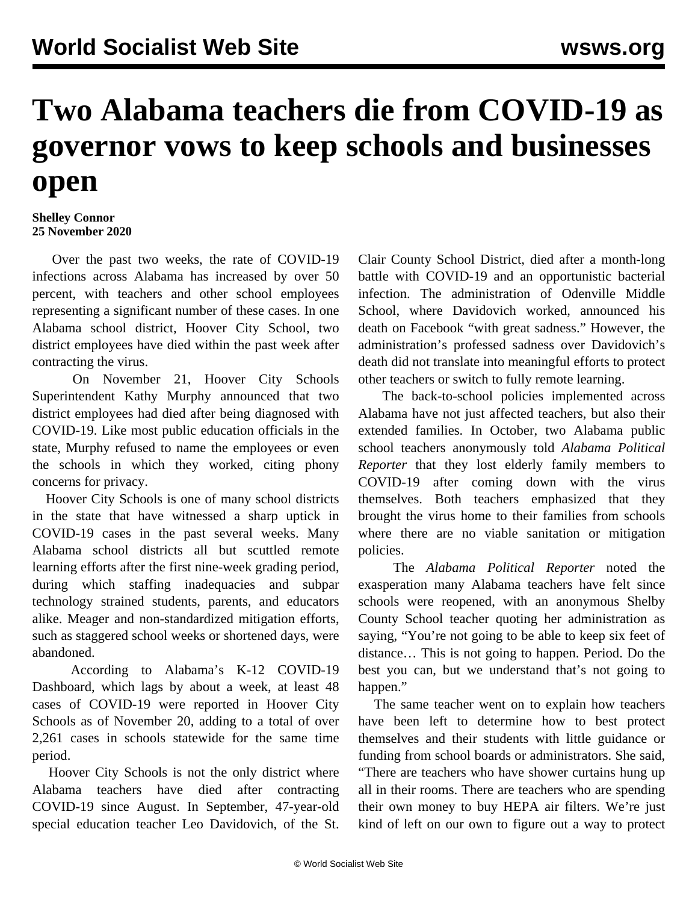# Two Alabama teachers die from COVID-19 as governor vows to keep schools and businesses open

**Shelley Connor**
**25 November 2020**

Over the past two weeks, the rate of COVID-19 infections across Alabama has increased by over 50 percent, with teachers and other school employees representing a significant number of these cases. In one Alabama school district, Hoover City School, two district employees have died within the past week after contracting the virus.

On November 21, Hoover City Schools Superintendent Kathy Murphy announced that two district employees had died after being diagnosed with COVID-19. Like most public education officials in the state, Murphy refused to name the employees or even the schools in which they worked, citing phony concerns for privacy.

Hoover City Schools is one of many school districts in the state that have witnessed a sharp uptick in COVID-19 cases in the past several weeks. Many Alabama school districts all but scuttled remote learning efforts after the first nine-week grading period, during which staffing inadequacies and subpar technology strained students, parents, and educators alike. Meager and non-standardized mitigation efforts, such as staggered school weeks or shortened days, were abandoned.

According to Alabama's K-12 COVID-19 Dashboard, which lags by about a week, at least 48 cases of COVID-19 were reported in Hoover City Schools as of November 20, adding to a total of over 2,261 cases in schools statewide for the same time period.

Hoover City Schools is not the only district where Alabama teachers have died after contracting COVID-19 since August. In September, 47-year-old special education teacher Leo Davidovich, of the St. Clair County School District, died after a month-long battle with COVID-19 and an opportunistic bacterial infection. The administration of Odenville Middle School, where Davidovich worked, announced his death on Facebook "with great sadness." However, the administration's professed sadness over Davidovich's death did not translate into meaningful efforts to protect other teachers or switch to fully remote learning.

The back-to-school policies implemented across Alabama have not just affected teachers, but also their extended families. In October, two Alabama public school teachers anonymously told *Alabama Political Reporter* that they lost elderly family members to COVID-19 after coming down with the virus themselves. Both teachers emphasized that they brought the virus home to their families from schools where there are no viable sanitation or mitigation policies.

The *Alabama Political Reporter* noted the exasperation many Alabama teachers have felt since schools were reopened, with an anonymous Shelby County School teacher quoting her administration as saying, "You're not going to be able to keep six feet of distance… This is not going to happen. Period. Do the best you can, but we understand that's not going to happen."

The same teacher went on to explain how teachers have been left to determine how to best protect themselves and their students with little guidance or funding from school boards or administrators. She said, "There are teachers who have shower curtains hung up all in their rooms. There are teachers who are spending their own money to buy HEPA air filters. We're just kind of left on our own to figure out a way to protect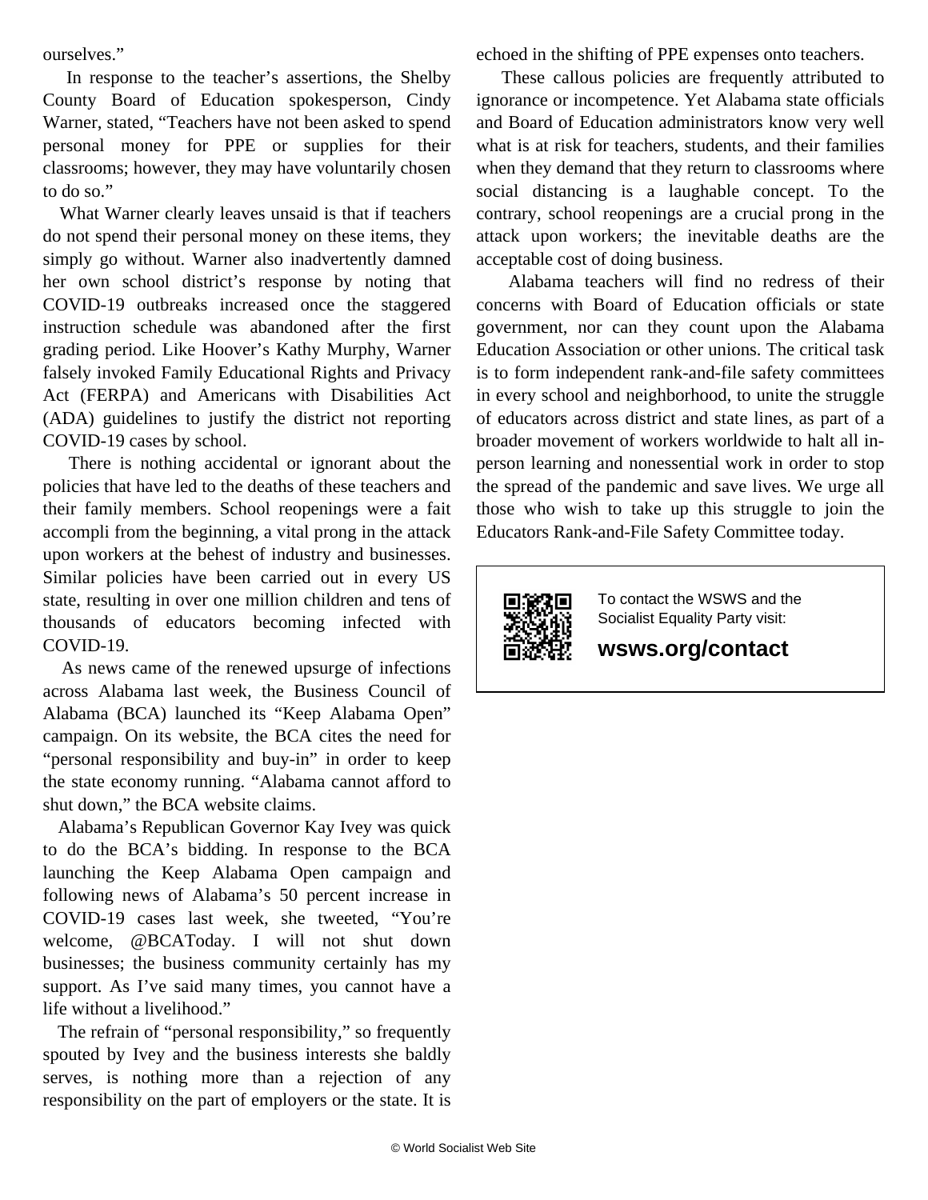ourselves."

In response to the teacher's assertions, the Shelby County Board of Education spokesperson, Cindy Warner, stated, "Teachers have not been asked to spend personal money for PPE or supplies for their classrooms; however, they may have voluntarily chosen to do so."

What Warner clearly leaves unsaid is that if teachers do not spend their personal money on these items, they simply go without. Warner also inadvertently damned her own school district's response by noting that COVID-19 outbreaks increased once the staggered instruction schedule was abandoned after the first grading period. Like Hoover's Kathy Murphy, Warner falsely invoked Family Educational Rights and Privacy Act (FERPA) and Americans with Disabilities Act (ADA) guidelines to justify the district not reporting COVID-19 cases by school.

There is nothing accidental or ignorant about the policies that have led to the deaths of these teachers and their family members. School reopenings were a fait accompli from the beginning, a vital prong in the attack upon workers at the behest of industry and businesses. Similar policies have been carried out in every US state, resulting in over one million children and tens of thousands of educators becoming infected with COVID-19.

As news came of the renewed upsurge of infections across Alabama last week, the Business Council of Alabama (BCA) launched its "Keep Alabama Open" campaign. On its website, the BCA cites the need for "personal responsibility and buy-in" in order to keep the state economy running. "Alabama cannot afford to shut down," the BCA website claims.

Alabama's Republican Governor Kay Ivey was quick to do the BCA's bidding. In response to the BCA launching the Keep Alabama Open campaign and following news of Alabama's 50 percent increase in COVID-19 cases last week, she tweeted, "You're welcome, @BCAToday. I will not shut down businesses; the business community certainly has my support. As I've said many times, you cannot have a life without a livelihood."

The refrain of "personal responsibility," so frequently spouted by Ivey and the business interests she baldly serves, is nothing more than a rejection of any responsibility on the part of employers or the state. It is echoed in the shifting of PPE expenses onto teachers.

These callous policies are frequently attributed to ignorance or incompetence. Yet Alabama state officials and Board of Education administrators know very well what is at risk for teachers, students, and their families when they demand that they return to classrooms where social distancing is a laughable concept. To the contrary, school reopenings are a crucial prong in the attack upon workers; the inevitable deaths are the acceptable cost of doing business.

Alabama teachers will find no redress of their concerns with Board of Education officials or state government, nor can they count upon the Alabama Education Association or other unions. The critical task is to form independent rank-and-file safety committees in every school and neighborhood, to unite the struggle of educators across district and state lines, as part of a broader movement of workers worldwide to halt all in-person learning and nonessential work in order to stop the spread of the pandemic and save lives. We urge all those who wish to take up this struggle to join the Educators Rank-and-File Safety Committee today.

To contact the WSWS and the Socialist Equality Party visit:

**wsws.org/contact**